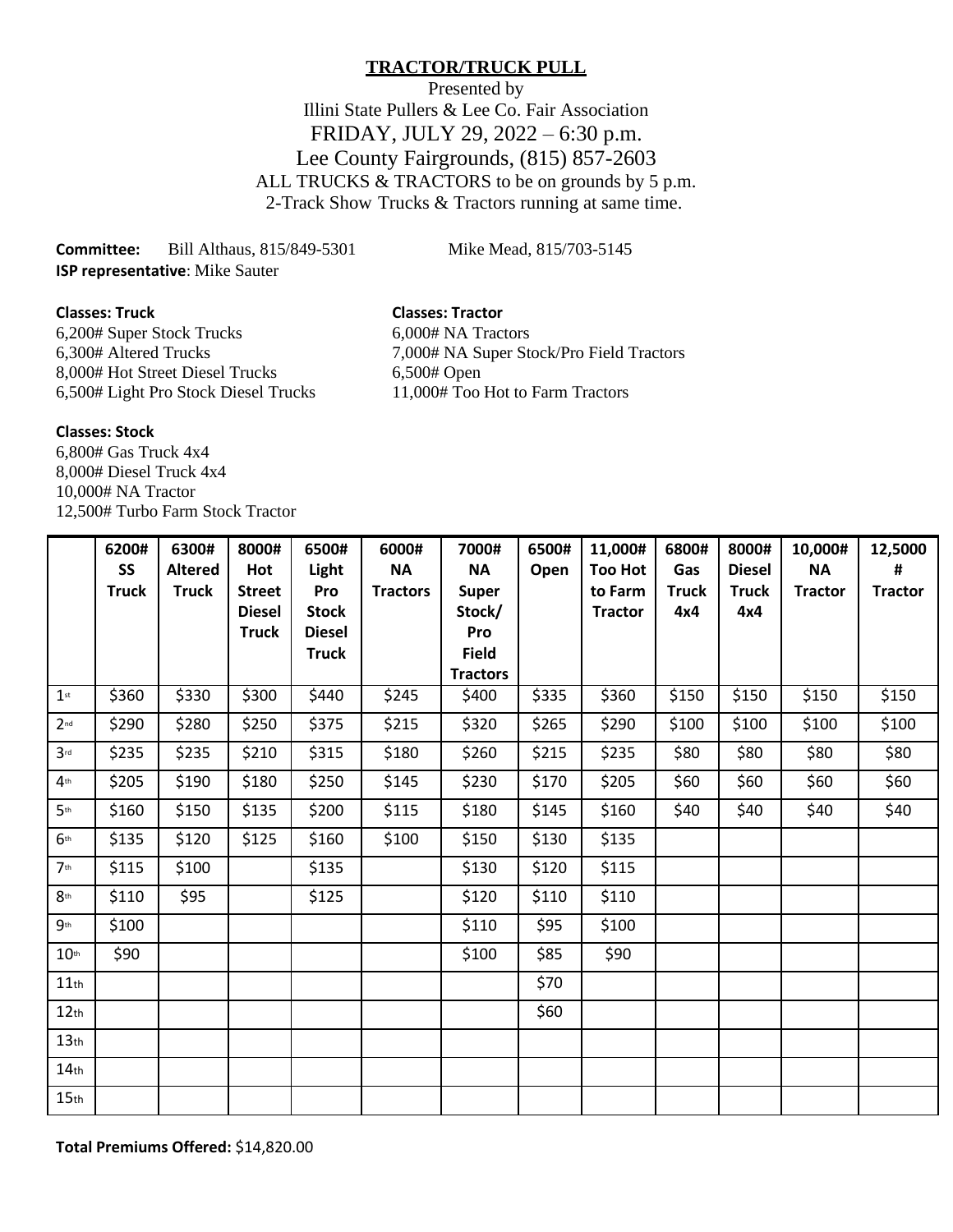# TRACTOR/TRUCK PULL

Presented by
Illini State Pullers & Lee Co. Fair Association
FRIDAY, JULY 29, 2022 – 6:30 p.m.
Lee County Fairgrounds, (815) 857-2603
ALL TRUCKS & TRACTORS to be on grounds by 5 p.m.
2-Track Show Trucks & Tractors running at same time.

**Committee:** Bill Althaus, 815/849-5301 Mike Mead, 815/703-5145
**ISP representative**: Mike Sauter

**Classes: Truck**
6,200# Super Stock Trucks
6,300# Altered Trucks
8,000# Hot Street Diesel Trucks
6,500# Light Pro Stock Diesel Trucks

**Classes: Tractor**
6,000# NA Tractors
7,000# NA Super Stock/Pro Field Tractors
6,500# Open
11,000# Too Hot to Farm Tractors

**Classes: Stock**
6,800# Gas Truck 4x4
8,000# Diesel Truck 4x4
10,000# NA Tractor
12,500# Turbo Farm Stock Tractor

| | 6200# SS Truck | 6300# Altered Truck | 8000# Hot Street Diesel Truck | 6500# Light Pro Stock Diesel Truck | 6000# NA Tractors | 7000# NA Super Stock/ Pro Field Tractors | 6500# Open | 11,000# Too Hot to Farm Tractor | 6800# Gas Truck 4x4 | 8000# Diesel Truck 4x4 | 10,000# NA Tractor | 12,5000 # Tractor |
|---|---|---|---|---|---|---|---|---|---|---|---|---|
| 1st | $360 | $330 | $300 | $440 | $245 | $400 | $335 | $360 | $150 | $150 | $150 | $150 |
| 2nd | $290 | $280 | $250 | $375 | $215 | $320 | $265 | $290 | $100 | $100 | $100 | $100 |
| 3rd | $235 | $235 | $210 | $315 | $180 | $260 | $215 | $235 | $80 | $80 | $80 | $80 |
| 4th | $205 | $190 | $180 | $250 | $145 | $230 | $170 | $205 | $60 | $60 | $60 | $60 |
| 5th | $160 | $150 | $135 | $200 | $115 | $180 | $145 | $160 | $40 | $40 | $40 | $40 |
| 6th | $135 | $120 | $125 | $160 | $100 | $150 | $130 | $135 | | | | |
| 7th | $115 | $100 | | $135 | | $130 | $120 | $115 | | | | |
| 8th | $110 | $95 | | $125 | | $120 | $110 | $110 | | | | |
| 9th | $100 | | | | | $110 | $95 | $100 | | | | |
| 10th | $90 | | | | | $100 | $85 | $90 | | | | |
| 11th | | | | | | | $70 | | | | | |
| 12th | | | | | | | $60 | | | | | |
| 13th | | | | | | | | | | | | |
| 14th | | | | | | | | | | | | |
| 15th | | | | | | | | | | | | |

**Total Premiums Offered:** $14,820.00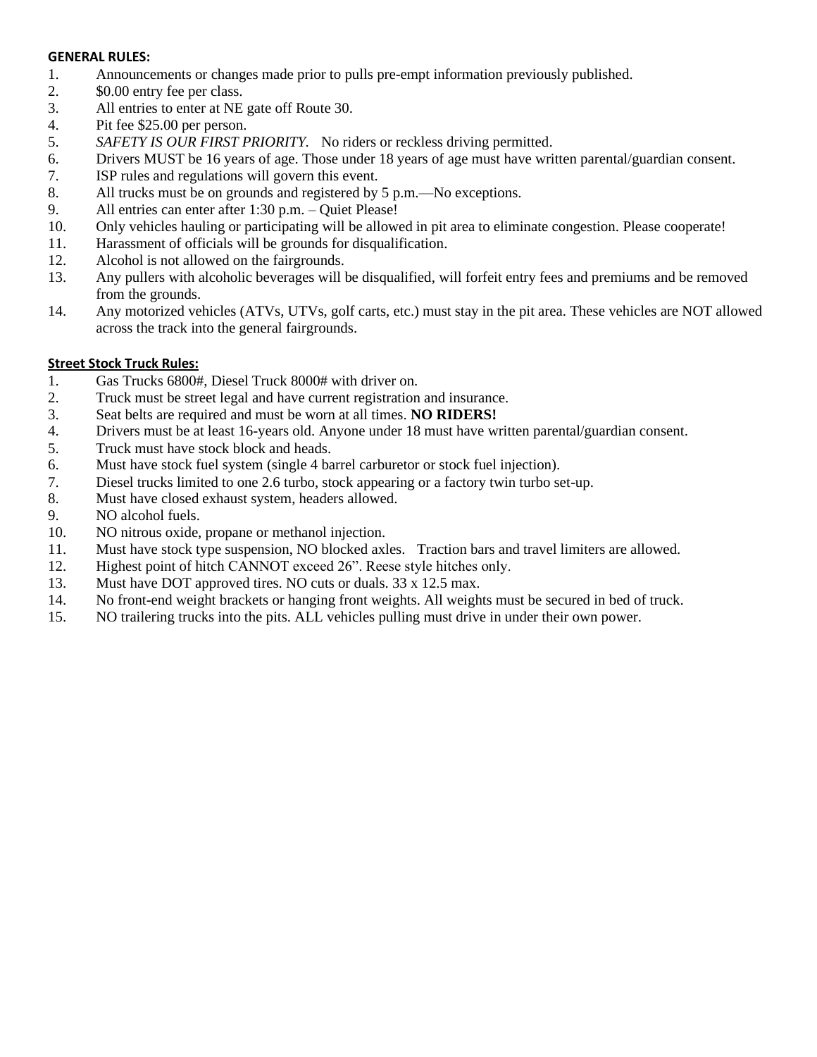**GENERAL RULES:**

1. Announcements or changes made prior to pulls pre-empt information previously published.
2. $0.00 entry fee per class.
3. All entries to enter at NE gate off Route 30.
4. Pit fee $25.00 per person.
5. *SAFETY IS OUR FIRST PRIORITY.* No riders or reckless driving permitted.
6. Drivers MUST be 16 years of age. Those under 18 years of age must have written parental/guardian consent.
7. ISP rules and regulations will govern this event.
8. All trucks must be on grounds and registered by 5 p.m.—No exceptions.
9. All entries can enter after 1:30 p.m. – Quiet Please!
10. Only vehicles hauling or participating will be allowed in pit area to eliminate congestion. Please cooperate!
11. Harassment of officials will be grounds for disqualification.
12. Alcohol is not allowed on the fairgrounds.
13. Any pullers with alcoholic beverages will be disqualified, will forfeit entry fees and premiums and be removed from the grounds.
14. Any motorized vehicles (ATVs, UTVs, golf carts, etc.) must stay in the pit area. These vehicles are NOT allowed across the track into the general fairgrounds.

**Street Stock Truck Rules:**

1. Gas Trucks 6800#, Diesel Truck 8000# with driver on.
2. Truck must be street legal and have current registration and insurance.
3. Seat belts are required and must be worn at all times. **NO RIDERS!**
4. Drivers must be at least 16-years old. Anyone under 18 must have written parental/guardian consent.
5. Truck must have stock block and heads.
6. Must have stock fuel system (single 4 barrel carburetor or stock fuel injection).
7. Diesel trucks limited to one 2.6 turbo, stock appearing or a factory twin turbo set-up.
8. Must have closed exhaust system, headers allowed.
9. NO alcohol fuels.
10. NO nitrous oxide, propane or methanol injection.
11. Must have stock type suspension, NO blocked axles. Traction bars and travel limiters are allowed.
12. Highest point of hitch CANNOT exceed 26". Reese style hitches only.
13. Must have DOT approved tires. NO cuts or duals. 33 x 12.5 max.
14. No front-end weight brackets or hanging front weights. All weights must be secured in bed of truck.
15. NO trailering trucks into the pits. ALL vehicles pulling must drive in under their own power.